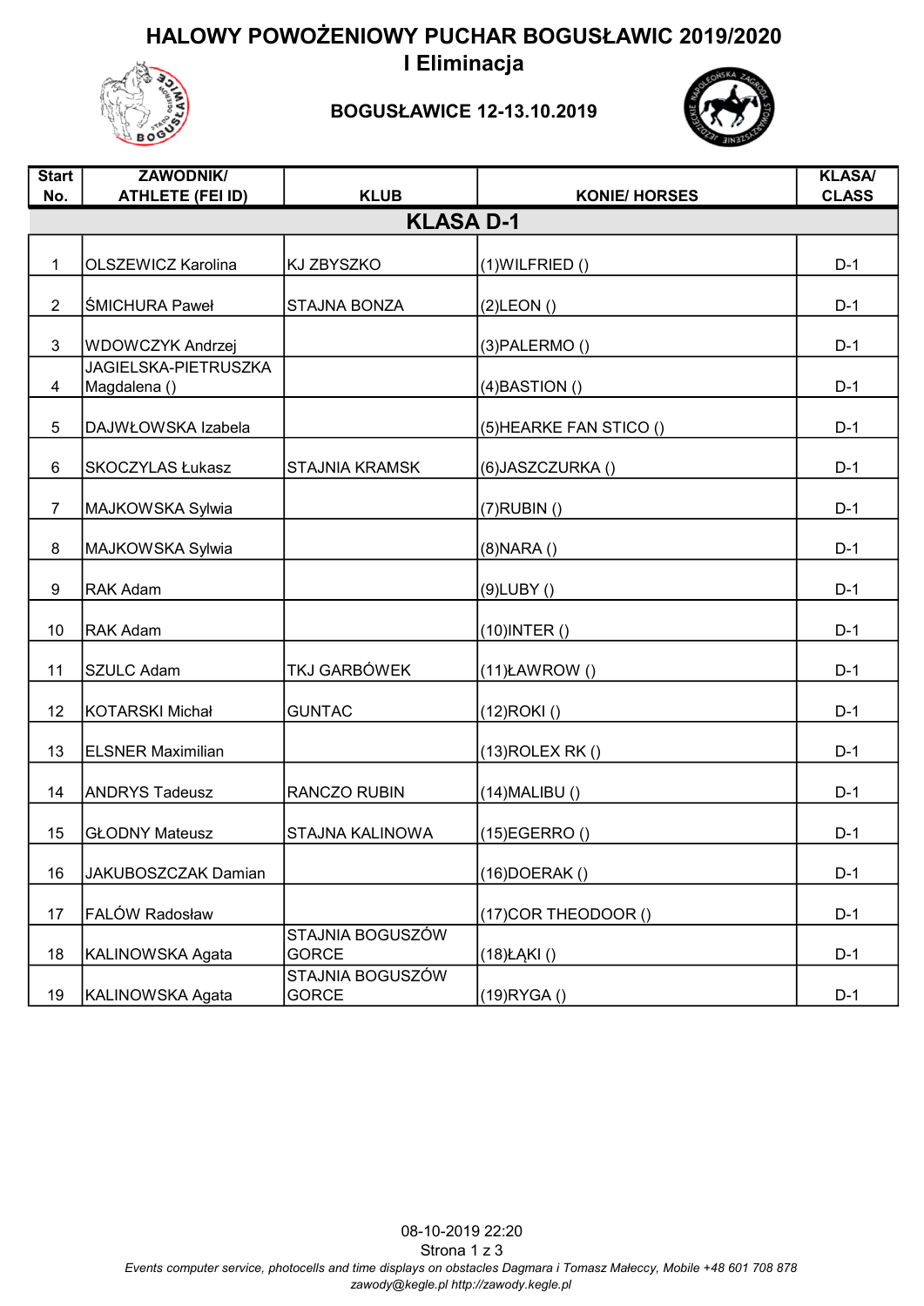# HALOWY POWOŻENIOWY PUCHAR BOGUSŁAWIC 2019/2020

## I Eliminacja

**BOGUSŁAWICE 12-13.10.2019**

| Start No. | ZAWODNIK/ ATHLETE (FEI ID) | KLUB | KONIE/ HORSES | KLASA/ CLASS |
|---|---|---|---|---|
| **KLASA D-1** | | | | |
| 1 | OLSZEWICZ Karolina | KJ ZBYSZKO | (1)WILFRIED () | D-1 |
| 2 | ŚMICHURA Paweł | STAJNA BONZA | (2)LEON () | D-1 |
| 3 | WDOWCZYK Andrzej | | (3)PALERMO () | D-1 |
| 4 | JAGIELSKA-PIETRUSZKA Magdalena () | | (4)BASTION () | D-1 |
| 5 | DAJWŁOWSKA Izabela | | (5)HEARKE FAN STICO () | D-1 |
| 6 | SKOCZYLAS Łukasz | STAJNIA KRAMSK | (6)JASZCZURKA () | D-1 |
| 7 | MAJKOWSKA Sylwia | | (7)RUBIN () | D-1 |
| 8 | MAJKOWSKA Sylwia | | (8)NARA () | D-1 |
| 9 | RAK Adam | | (9)LUBY () | D-1 |
| 10 | RAK Adam | | (10)INTER () | D-1 |
| 11 | SZULC Adam | TKJ GARBÓWEK | (11)ŁAWROW () | D-1 |
| 12 | KOTARSKI Michał | GUNTAC | (12)ROKI () | D-1 |
| 13 | ELSNER Maximilian | | (13)ROLEX RK () | D-1 |
| 14 | ANDRYS Tadeusz | RANCZO RUBIN | (14)MALIBU () | D-1 |
| 15 | GŁODNY Mateusz | STAJNA KALINOWA | (15)EGERRO () | D-1 |
| 16 | JAKUBOSZCZAK Damian | | (16)DOERAK () | D-1 |
| 17 | FALÓW Radosław | | (17)COR THEODOOR () | D-1 |
| 18 | KALINOWSKA Agata | STAJNIA BOGUSZÓW GORCE | (18)ŁĄKI () | D-1 |
| 19 | KALINOWSKA Agata | STAJNIA BOGUSZÓW GORCE | (19)RYGA () | D-1 |

08-10-2019 22:20

*Events computer service, photocells and time displays on obstacles Dagmara i Tomasz Małeccy, Mobile +48 601 708 878*
*zawody@kegle.pl http://zawody.kegle.pl*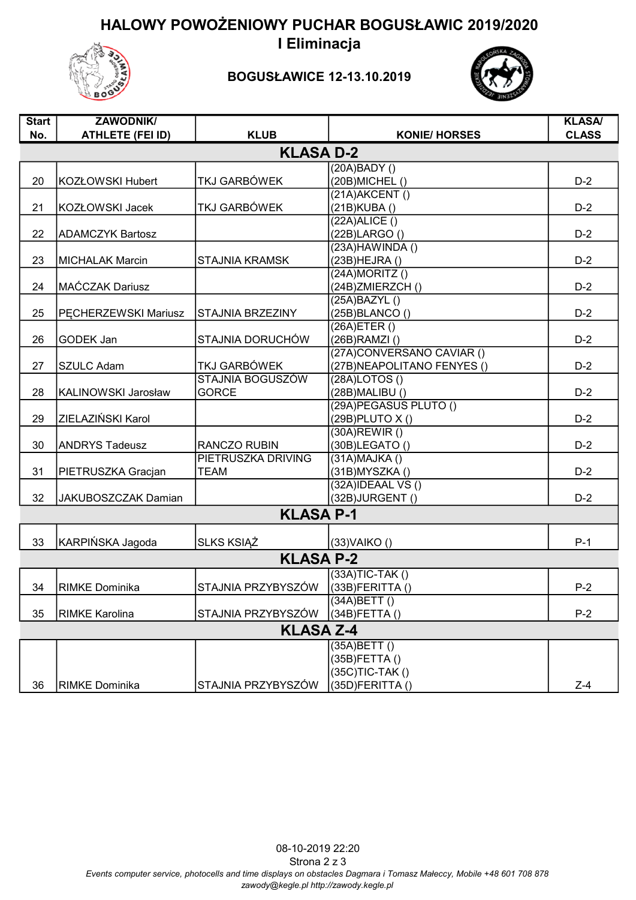# HALOWY POWOŻENIOWY PUCHAR BOGUSŁAWIC 2019/2020

## I Eliminacja

### BOGUSŁAWICE 12-13.10.2019

| Start No. | ZAWODNIK/ ATHLETE (FEI ID) | KLUB | KONIE/ HORSES | KLASA/ CLASS |
|---|---|---|---|---|
| **KLASA D-2** | | | | |
| 20 | KOZŁOWSKI Hubert | TKJ GARBÓWEK | (20A)BADY () (20B)MICHEL () | D-2 |
| 21 | KOZŁOWSKI Jacek | TKJ GARBÓWEK | (21A)AKCENT () (21B)KUBA () | D-2 |
| 22 | ADAMCZYK Bartosz | | (22A)ALICE () (22B)LARGO () | D-2 |
| 23 | MICHALAK Marcin | STAJNIA KRAMSK | (23A)HAWINDA () (23B)HEJRA () | D-2 |
| 24 | MAĆCZAK Dariusz | | (24A)MORITZ () (24B)ZMIERZCH () | D-2 |
| 25 | PĘCHERZEWSKI Mariusz | STAJNIA BRZEZINY | (25A)BAZYL () (25B)BLANCO () | D-2 |
| 26 | GODEK Jan | STAJNIA DORUCHÓW | (26A)ETER () (26B)RAMZI () | D-2 |
| 27 | SZULC Adam | TKJ GARBÓWEK | (27A)CONVERSANO CAVIAR () (27B)NEAPOLITANO FENYES () | D-2 |
| 28 | KALINOWSKI Jarosław | STAJNIA BOGUSZÓW GORCE | (28A)LOTOS () (28B)MALIBU () | D-2 |
| 29 | ZIELAZIŃSKI Karol | | (29A)PEGASUS PLUTO () (29B)PLUTO X () | D-2 |
| 30 | ANDRYS Tadeusz | RANCZO RUBIN | (30A)REWIR () (30B)LEGATO () | D-2 |
| 31 | PIETRUSZKA Gracjan | PIETRUSZKA DRIVING TEAM | (31A)MAJKA () (31B)MYSZKA () | D-2 |
| 32 | JAKUBOSZCZAK Damian | | (32A)IDEAAL VS () (32B)JURGENT () | D-2 |
| **KLASA P-1** | | | | |
| 33 | KARPIŃSKA Jagoda | SLKS KSIĄŻ | (33)VAIKO () | P-1 |
| **KLASA P-2** | | | | |
| 34 | RIMKE Dominika | STAJNIA PRZYBYSZÓW | (33A)TIC-TAK () (33B)FERITTA () | P-2 |
| 35 | RIMKE Karolina | STAJNIA PRZYBYSZÓW | (34A)BETT () (34B)FETTA () | P-2 |
| **KLASA Z-4** | | | | |
| 36 | RIMKE Dominika | STAJNIA PRZYBYSZÓW | (35A)BETT () (35B)FETTA () (35C)TIC-TAK () (35D)FERITTA () | Z-4 |

08-10-2019 22:20

*Events computer service, photocells and time displays on obstacles Dagmara i Tomasz Małeccy, Mobile +48 601 708 878*
*zawody@kegle.pl http://zawody.kegle.pl*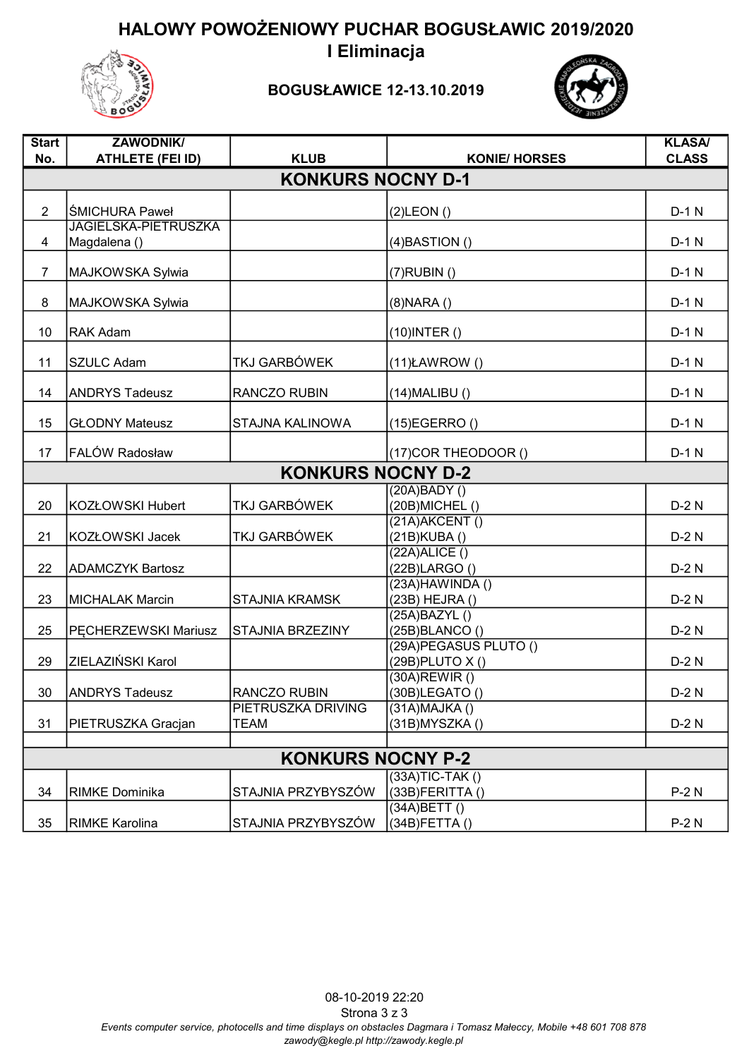# HALOWY POWOŻENIOWY PUCHAR BOGUSŁAWIC 2019/2020

## I Eliminacja

### BOGUSŁAWICE 12-13.10.2019

| Start No. | ZAWODNIK/ ATHLETE (FEI ID) | KLUB | KONIE/ HORSES | KLASA/ CLASS |
|---|---|---|---|---|
| | **KONKURS NOCNY D-1** | | | |
| 2 | ŚMICHURA Paweł | | (2)LEON () | D-1 N |
| 4 | JAGIELSKA-PIETRUSZKA Magdalena () | | (4)BASTION () | D-1 N |
| 7 | MAJKOWSKA Sylwia | | (7)RUBIN () | D-1 N |
| 8 | MAJKOWSKA Sylwia | | (8)NARA () | D-1 N |
| 10 | RAK Adam | | (10)INTER () | D-1 N |
| 11 | SZULC Adam | TKJ GARBÓWEK | (11)ŁAWROW () | D-1 N |
| 14 | ANDRYS Tadeusz | RANCZO RUBIN | (14)MALIBU () | D-1 N |
| 15 | GŁODNY Mateusz | STAJNA KALINOWA | (15)EGERRO () | D-1 N |
| 17 | FALÓW Radosław | | (17)COR THEODOOR () | D-1 N |
| | **KONKURS NOCNY D-2** | | | |
| 20 | KOZŁOWSKI Hubert | TKJ GARBÓWEK | (20A)BADY ()<br>(20B)MICHEL () | D-2 N |
| 21 | KOZŁOWSKI Jacek | TKJ GARBÓWEK | (21A)AKCENT ()<br>(21B)KUBA () | D-2 N |
| 22 | ADAMCZYK Bartosz | | (22A)ALICE ()<br>(22B)LARGO () | D-2 N |
| 23 | MICHALAK Marcin | STAJNIA KRAMSK | (23A)HAWINDA ()<br>(23B) HEJRA () | D-2 N |
| 25 | PĘCHERZEWSKI Mariusz | STAJNIA BRZEZINY | (25A)BAZYL ()<br>(25B)BLANCO () | D-2 N |
| 29 | ZIELAZIŃSKI Karol | | (29A)PEGASUS PLUTO ()<br>(29B)PLUTO X () | D-2 N |
| 30 | ANDRYS Tadeusz | RANCZO RUBIN | (30A)REWIR ()<br>(30B)LEGATO () | D-2 N |
| 31 | PIETRUSZKA Gracjan | PIETRUSZKA DRIVING TEAM | (31A)MAJKA ()<br>(31B)MYSZKA () | D-2 N |
| | | | | |
| | **KONKURS NOCNY P-2** | | | |
| 34 | RIMKE Dominika | STAJNIA PRZYBYSZÓW | (33A)TIC-TAK ()<br>(33B)FERITTA () | P-2 N |
| 35 | RIMKE Karolina | STAJNIA PRZYBYSZÓW | (34A)BETT ()<br>(34B)FETTA () | P-2 N |

08-10-2019 22:20

*Events computer service, photocells and time displays on obstacles Dagmara i Tomasz Małeccy, Mobile +48 601 708 878*
*zawody@kegle.pl http://zawody.kegle.pl*